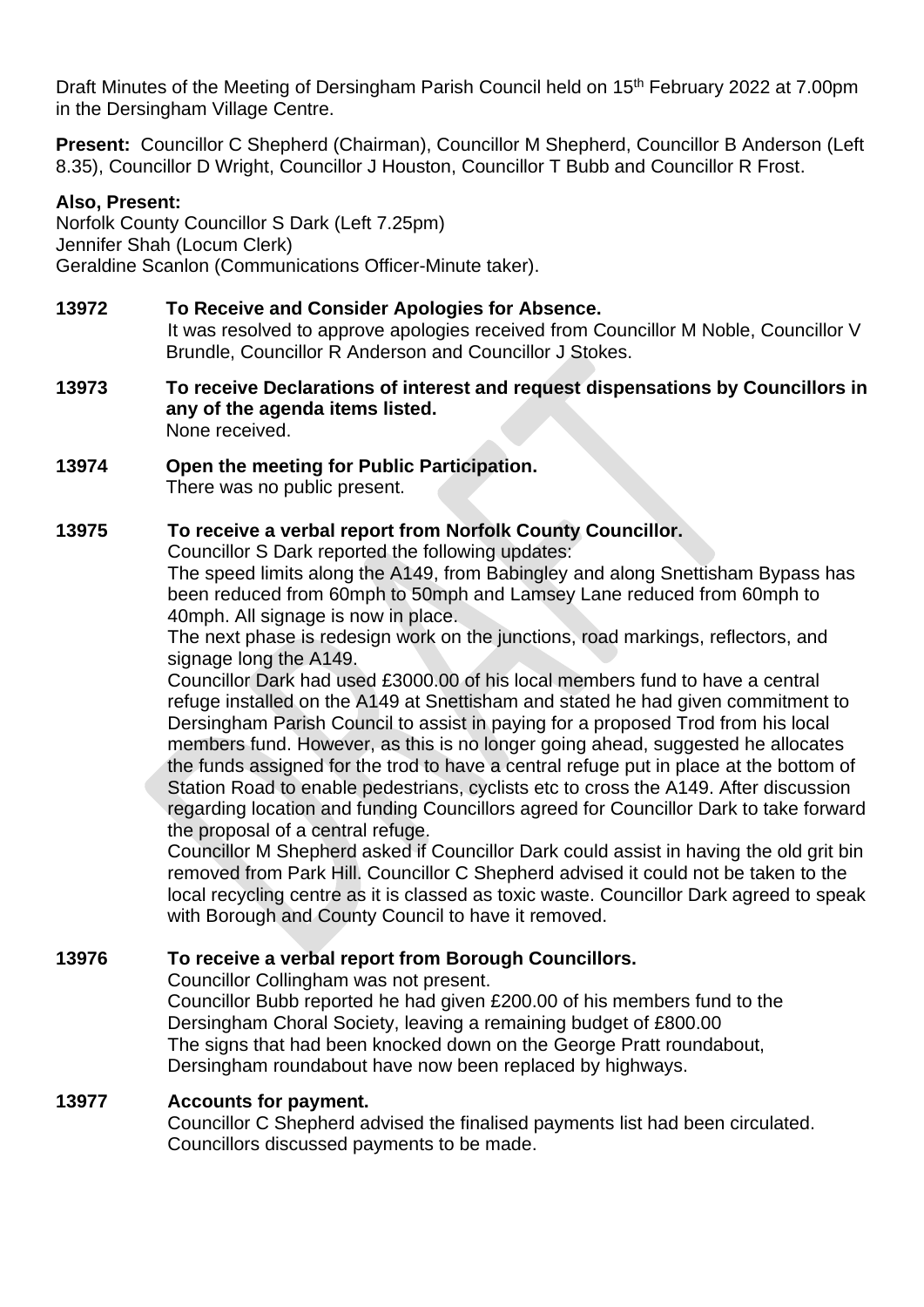Draft Minutes of the Meeting of Dersingham Parish Council held on 15th February 2022 at 7.00pm in the Dersingham Village Centre.

**Present:** Councillor C Shepherd (Chairman), Councillor M Shepherd, Councillor B Anderson (Left 8.35), Councillor D Wright, Councillor J Houston, Councillor T Bubb and Councillor R Frost.

**Also, Present:**
Norfolk County Councillor S Dark (Left 7.25pm)
Jennifer Shah (Locum Clerk)
Geraldine Scanlon (Communications Officer-Minute taker).

**13972 To Receive and Consider Apologies for Absence.**
It was resolved to approve apologies received from Councillor M Noble, Councillor V Brundle, Councillor R Anderson and Councillor J Stokes.

**13973 To receive Declarations of interest and request dispensations by Councillors in any of the agenda items listed.**
None received.

**13974 Open the meeting for Public Participation.**
There was no public present.

**13975 To receive a verbal report from Norfolk County Councillor.**
Councillor S Dark reported the following updates:
The speed limits along the A149, from Babingley and along Snettisham Bypass has been reduced from 60mph to 50mph and Lamsey Lane reduced from 60mph to 40mph. All signage is now in place.
The next phase is redesign work on the junctions, road markings, reflectors, and signage long the A149.
Councillor Dark had used £3000.00 of his local members fund to have a central refuge installed on the A149 at Snettisham and stated he had given commitment to Dersingham Parish Council to assist in paying for a proposed Trod from his local members fund. However, as this is no longer going ahead, suggested he allocates the funds assigned for the trod to have a central refuge put in place at the bottom of Station Road to enable pedestrians, cyclists etc to cross the A149. After discussion regarding location and funding Councillors agreed for Councillor Dark to take forward the proposal of a central refuge.
Councillor M Shepherd asked if Councillor Dark could assist in having the old grit bin removed from Park Hill. Councillor C Shepherd advised it could not be taken to the local recycling centre as it is classed as toxic waste. Councillor Dark agreed to speak with Borough and County Council to have it removed.

**13976 To receive a verbal report from Borough Councillors.**
Councillor Collingham was not present.
Councillor Bubb reported he had given £200.00 of his members fund to the Dersingham Choral Society, leaving a remaining budget of £800.00
The signs that had been knocked down on the George Pratt roundabout, Dersingham roundabout have now been replaced by highways.

**13977 Accounts for payment.**
Councillor C Shepherd advised the finalised payments list had been circulated. Councillors discussed payments to be made.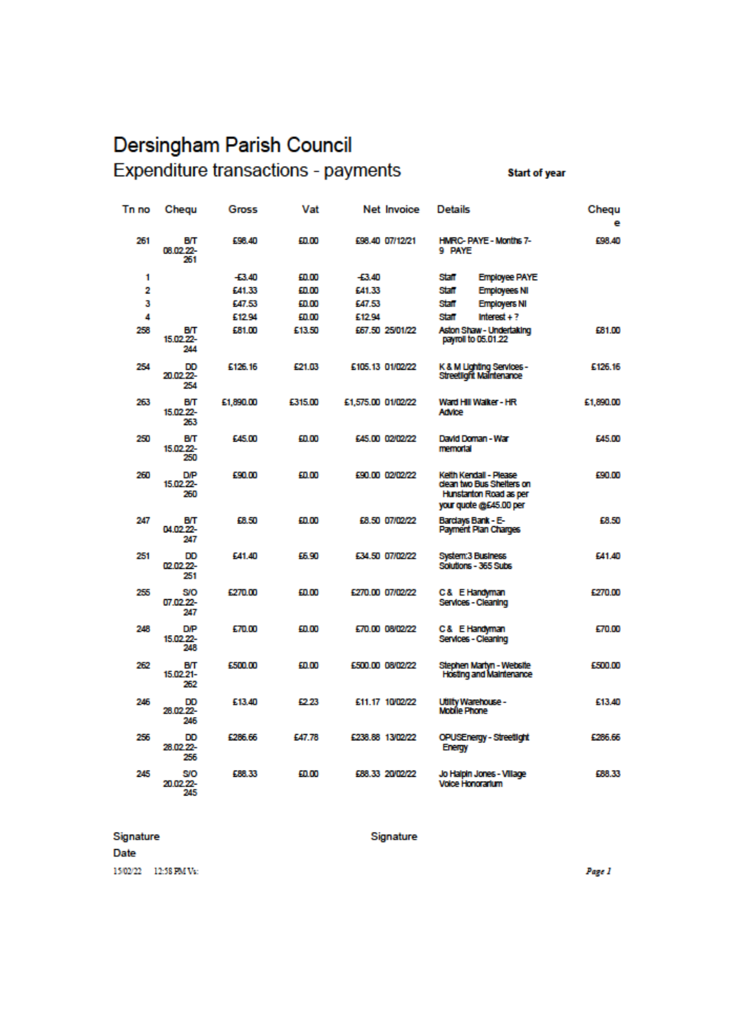# Dersingham Parish Council

## Expenditure transactions - payments

**Start of year**

| Tn no | Chequ | Gross | Vat | Net | Invoice | Details | | Cheque |
|---|---|---|---|---|---|---|---|---|
| 261 | B/T 08.02.22-261 | £98.40 | £0.00 | £98.40 | 07/12/21 | HMRC- PAYE - Months 7-9 PAYE | | £98.40 |
| 1 | | -£3.40 | £0.00 | -£3.40 | | Staff | Employee PAYE | |
| 2 | | £41.33 | £0.00 | £41.33 | | Staff | Employees NI | |
| 3 | | £47.53 | £0.00 | £47.53 | | Staff | Employers NI | |
| 4 | | £12.94 | £0.00 | £12.94 | | Staff | Interest + ? | |
| 258 | B/T 15.02.22-244 | £81.00 | £13.50 | £67.50 | 25/01/22 | Aston Shaw - Undertaking payroll to 05.01.22 | | £81.00 |
| 254 | DD 20.02.22-254 | £126.16 | £21.03 | £105.13 | 01/02/22 | K & M Lighting Services - Streetlight Maintenance | | £126.16 |
| 263 | B/T 15.02.22-263 | £1,890.00 | £315.00 | £1,575.00 | 01/02/22 | Ward Hill Walker - HR Advice | | £1,890.00 |
| 250 | B/T 15.02.22-250 | £45.00 | £0.00 | £45.00 | 02/02/22 | David Doman - War memorial | | £45.00 |
| 260 | D/P 15.02.22-260 | £90.00 | £0.00 | £90.00 | 02/02/22 | Keith Kendall - Please clean two Bus Shelters on Hunstanton Road as per your quote @£45.00 per | | £90.00 |
| 247 | B/T 04.02.22-247 | £8.50 | £0.00 | £8.50 | 07/02/22 | Barclays Bank - E-Payment Plan Charges | | £8.50 |
| 251 | DD 02.02.22-251 | £41.40 | £6.90 | £34.50 | 07/02/22 | System:3 Business Solutions - 365 Subs | | £41.40 |
| 255 | S/O 07.02.22-247 | £270.00 | £0.00 | £270.00 | 07/02/22 | C & E Handyman Services - Cleaning | | £270.00 |
| 248 | D/P 15.02.22-248 | £70.00 | £0.00 | £70.00 | 08/02/22 | C & E Handyman Services - Cleaning | | £70.00 |
| 262 | B/T 15.02.21-262 | £500.00 | £0.00 | £500.00 | 08/02/22 | Stephen Martyn - Website Hosting and Maintenance | | £500.00 |
| 246 | DD 28.02.22-246 | £13.40 | £2.23 | £11.17 | 10/02/22 | Utility Warehouse - Mobile Phone | | £13.40 |
| 256 | DD 28.02.22-256 | £286.66 | £47.78 | £238.88 | 13/02/22 | OPUSEnergy - Streetlight Energy | | £286.66 |
| 245 | S/O 20.02.22-245 | £88.33 | £0.00 | £88.33 | 20/02/22 | Jo Halpin Jones - Village Voice Honorarium | | £88.33 |

Signature

Date

Signature

15/02/22 12:58 PM Vs: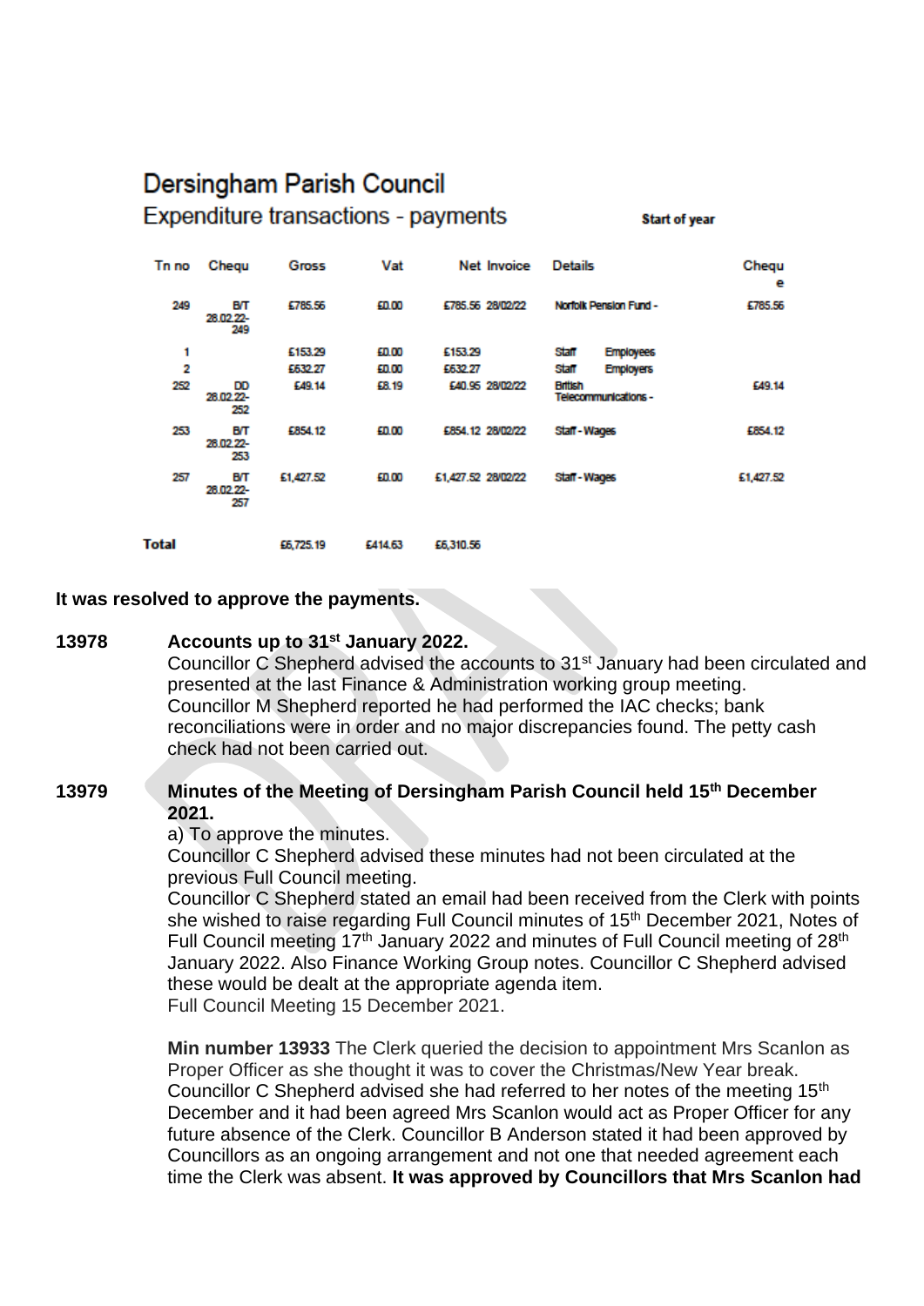# Dersingham Parish Council

## Expenditure transactions - payments

**Start of year**

| Tn no | Chequ | Gross | Vat | Net | Invoice | Details | | Cheque |
|---|---|---|---|---|---|---|---|---|
| 249 | B/T 28.02.22-249 | £785.56 | £0.00 | £785.56 | 28/02/22 | Norfolk Pension Fund - | | £785.56 |
| 1 | | £153.29 | £0.00 | £153.29 | | Staff | Employees | |
| 2 | | £632.27 | £0.00 | £632.27 | | Staff | Employers | |
| 252 | DD 28.02.22-252 | £49.14 | £8.19 | £40.95 | 28/02/22 | British Telecommunications - | | £49.14 |
| 253 | B/T 28.02.22-253 | £854.12 | £0.00 | £854.12 | 28/02/22 | Staff - Wages | | £854.12 |
| 257 | B/T 28.02.22-257 | £1,427.52 | £0.00 | £1,427.52 | 28/02/22 | Staff - Wages | | £1,427.52 |
| **Total** | | £6,725.19 | £414.63 | £6,310.56 | | | | |

**It was resolved to approve the payments.**

**13978 Accounts up to 31st January 2022.**

Councillor C Shepherd advised the accounts to 31st January had been circulated and presented at the last Finance & Administration working group meeting.
Councillor M Shepherd reported he had performed the IAC checks; bank reconciliations were in order and no major discrepancies found. The petty cash check had not been carried out.

**13979 Minutes of the Meeting of Dersingham Parish Council held 15th December 2021.**

a) To approve the minutes.
Councillor C Shepherd advised these minutes had not been circulated at the previous Full Council meeting.
Councillor C Shepherd stated an email had been received from the Clerk with points she wished to raise regarding Full Council minutes of 15th December 2021, Notes of Full Council meeting 17th January 2022 and minutes of Full Council meeting of 28th January 2022. Also Finance Working Group notes. Councillor C Shepherd advised these would be dealt at the appropriate agenda item.
Full Council Meeting 15 December 2021.

**Min number 13933** The Clerk queried the decision to appointment Mrs Scanlon as Proper Officer as she thought it was to cover the Christmas/New Year break. Councillor C Shepherd advised she had referred to her notes of the meeting 15th December and it had been agreed Mrs Scanlon would act as Proper Officer for any future absence of the Clerk. Councillor B Anderson stated it had been approved by Councillors as an ongoing arrangement and not one that needed agreement each time the Clerk was absent. **It was approved by Councillors that Mrs Scanlon had**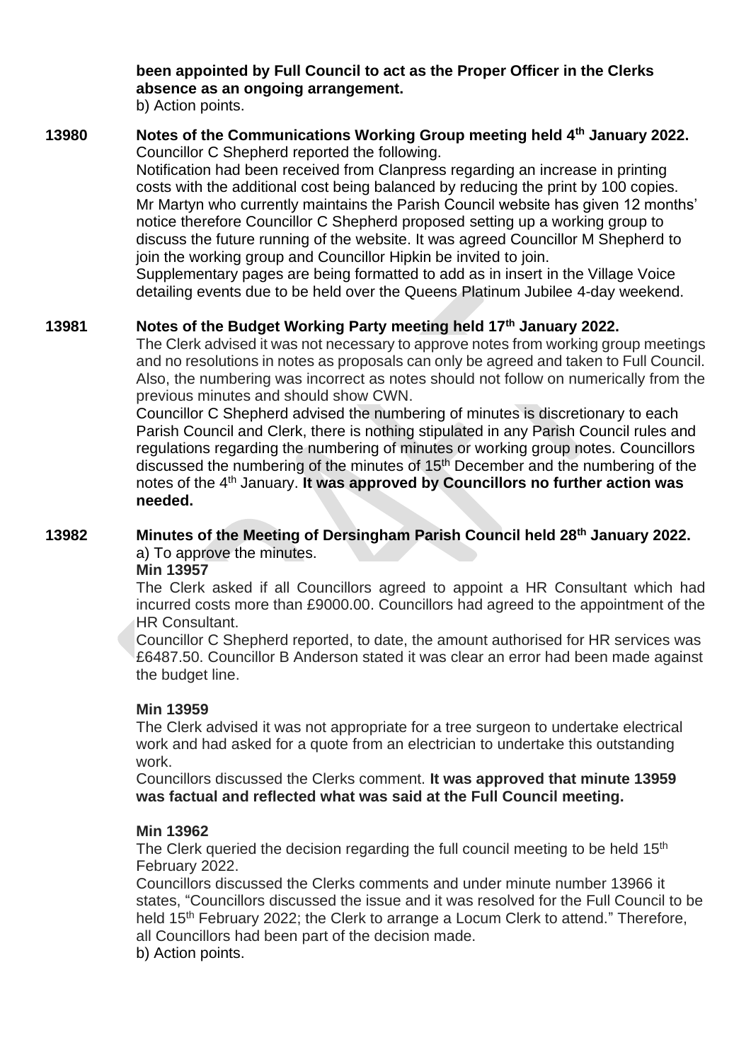**been appointed by Full Council to act as the Proper Officer in the Clerks absence as an ongoing arrangement.**
b) Action points.

**13980 Notes of the Communications Working Group meeting held 4th January 2022.**

Councillor C Shepherd reported the following.
Notification had been received from Clanpress regarding an increase in printing costs with the additional cost being balanced by reducing the print by 100 copies.
Mr Martyn who currently maintains the Parish Council website has given 12 months' notice therefore Councillor C Shepherd proposed setting up a working group to discuss the future running of the website. It was agreed Councillor M Shepherd to join the working group and Councillor Hipkin be invited to join.
Supplementary pages are being formatted to add as in insert in the Village Voice detailing events due to be held over the Queens Platinum Jubilee 4-day weekend.

**13981 Notes of the Budget Working Party meeting held 17th January 2022.**

The Clerk advised it was not necessary to approve notes from working group meetings and no resolutions in notes as proposals can only be agreed and taken to Full Council. Also, the numbering was incorrect as notes should not follow on numerically from the previous minutes and should show CWN.
Councillor C Shepherd advised the numbering of minutes is discretionary to each Parish Council and Clerk, there is nothing stipulated in any Parish Council rules and regulations regarding the numbering of minutes or working group notes. Councillors discussed the numbering of the minutes of 15th December and the numbering of the notes of the 4th January. **It was approved by Councillors no further action was needed.**

**13982 Minutes of the Meeting of Dersingham Parish Council held 28th January 2022.**

a) To approve the minutes.

**Min 13957**

The Clerk asked if all Councillors agreed to appoint a HR Consultant which had incurred costs more than £9000.00. Councillors had agreed to the appointment of the HR Consultant.
Councillor C Shepherd reported, to date, the amount authorised for HR services was £6487.50. Councillor B Anderson stated it was clear an error had been made against the budget line.

**Min 13959**

The Clerk advised it was not appropriate for a tree surgeon to undertake electrical work and had asked for a quote from an electrician to undertake this outstanding work.
Councillors discussed the Clerks comment. **It was approved that minute 13959 was factual and reflected what was said at the Full Council meeting.**

**Min 13962**

The Clerk queried the decision regarding the full council meeting to be held 15th February 2022.
Councillors discussed the Clerks comments and under minute number 13966 it states, "Councillors discussed the issue and it was resolved for the Full Council to be held 15th February 2022; the Clerk to arrange a Locum Clerk to attend." Therefore, all Councillors had been part of the decision made.
b) Action points.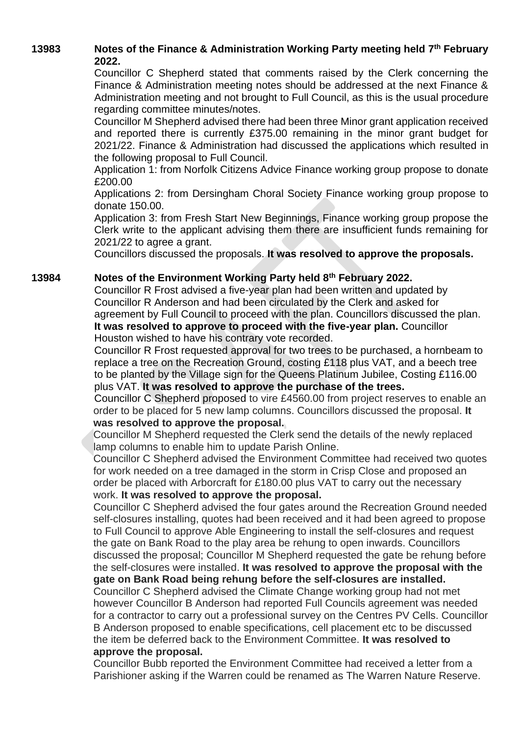**13983 Notes of the Finance & Administration Working Party meeting held 7th February 2022.**

Councillor C Shepherd stated that comments raised by the Clerk concerning the Finance & Administration meeting notes should be addressed at the next Finance & Administration meeting and not brought to Full Council, as this is the usual procedure regarding committee minutes/notes.

Councillor M Shepherd advised there had been three Minor grant application received and reported there is currently £375.00 remaining in the minor grant budget for 2021/22. Finance & Administration had discussed the applications which resulted in the following proposal to Full Council.

Application 1: from Norfolk Citizens Advice Finance working group propose to donate £200.00

Applications 2: from Dersingham Choral Society Finance working group propose to donate 150.00.

Application 3: from Fresh Start New Beginnings, Finance working group propose the Clerk write to the applicant advising them there are insufficient funds remaining for 2021/22 to agree a grant.

Councillors discussed the proposals. **It was resolved to approve the proposals.**

**13984 Notes of the Environment Working Party held 8th February 2022.**

Councillor R Frost advised a five-year plan had been written and updated by Councillor R Anderson and had been circulated by the Clerk and asked for agreement by Full Council to proceed with the plan. Councillors discussed the plan. **It was resolved to approve to proceed with the five-year plan.** Councillor Houston wished to have his contrary vote recorded.

Councillor R Frost requested approval for two trees to be purchased, a hornbeam to replace a tree on the Recreation Ground, costing £118 plus VAT, and a beech tree to be planted by the Village sign for the Queens Platinum Jubilee, Costing £116.00 plus VAT. **It was resolved to approve the purchase of the trees.**

Councillor C Shepherd proposed to vire £4560.00 from project reserves to enable an order to be placed for 5 new lamp columns. Councillors discussed the proposal. **It was resolved to approve the proposal.**

Councillor M Shepherd requested the Clerk send the details of the newly replaced lamp columns to enable him to update Parish Online.

Councillor C Shepherd advised the Environment Committee had received two quotes for work needed on a tree damaged in the storm in Crisp Close and proposed an order be placed with Arborcraft for £180.00 plus VAT to carry out the necessary work. **It was resolved to approve the proposal.**

Councillor C Shepherd advised the four gates around the Recreation Ground needed self-closures installing, quotes had been received and it had been agreed to propose to Full Council to approve Able Engineering to install the self-closures and request the gate on Bank Road to the play area be rehung to open inwards. Councillors discussed the proposal; Councillor M Shepherd requested the gate be rehung before the self-closures were installed. **It was resolved to approve the proposal with the gate on Bank Road being rehung before the self-closures are installed.**

Councillor C Shepherd advised the Climate Change working group had not met however Councillor B Anderson had reported Full Councils agreement was needed for a contractor to carry out a professional survey on the Centres PV Cells. Councillor B Anderson proposed to enable specifications, cell placement etc to be discussed the item be deferred back to the Environment Committee. **It was resolved to approve the proposal.**

Councillor Bubb reported the Environment Committee had received a letter from a Parishioner asking if the Warren could be renamed as The Warren Nature Reserve.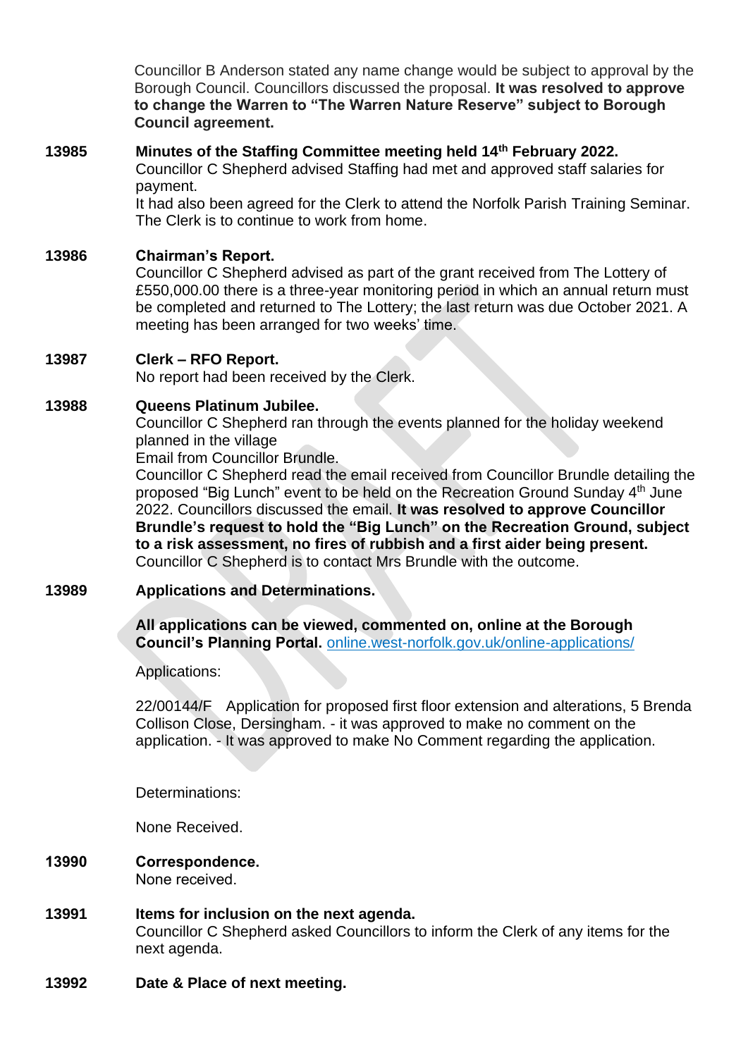Councillor B Anderson stated any name change would be subject to approval by the Borough Council. Councillors discussed the proposal. **It was resolved to approve to change the Warren to "The Warren Nature Reserve" subject to Borough Council agreement.**

**13985 Minutes of the Staffing Committee meeting held 14th February 2022.**

Councillor C Shepherd advised Staffing had met and approved staff salaries for payment.

It had also been agreed for the Clerk to attend the Norfolk Parish Training Seminar. The Clerk is to continue to work from home.

**13986 Chairman's Report.**

Councillor C Shepherd advised as part of the grant received from The Lottery of £550,000.00 there is a three-year monitoring period in which an annual return must be completed and returned to The Lottery; the last return was due October 2021. A meeting has been arranged for two weeks' time.

**13987 Clerk – RFO Report.**

No report had been received by the Clerk.

**13988 Queens Platinum Jubilee.**

Councillor C Shepherd ran through the events planned for the holiday weekend planned in the village

Email from Councillor Brundle.

Councillor C Shepherd read the email received from Councillor Brundle detailing the proposed "Big Lunch" event to be held on the Recreation Ground Sunday 4th June 2022. Councillors discussed the email. **It was resolved to approve Councillor Brundle's request to hold the "Big Lunch" on the Recreation Ground, subject to a risk assessment, no fires of rubbish and a first aider being present.** Councillor C Shepherd is to contact Mrs Brundle with the outcome.

**13989 Applications and Determinations.**

**All applications can be viewed, commented on, online at the Borough Council's Planning Portal.** online.west-norfolk.gov.uk/online-applications/

Applications:

22/00144/F Application for proposed first floor extension and alterations, 5 Brenda Collison Close, Dersingham. - it was approved to make no comment on the application. - It was approved to make No Comment regarding the application.

Determinations:

None Received.

**13990 Correspondence.**

None received.

**13991 Items for inclusion on the next agenda.**

Councillor C Shepherd asked Councillors to inform the Clerk of any items for the next agenda.

**13992 Date & Place of next meeting.**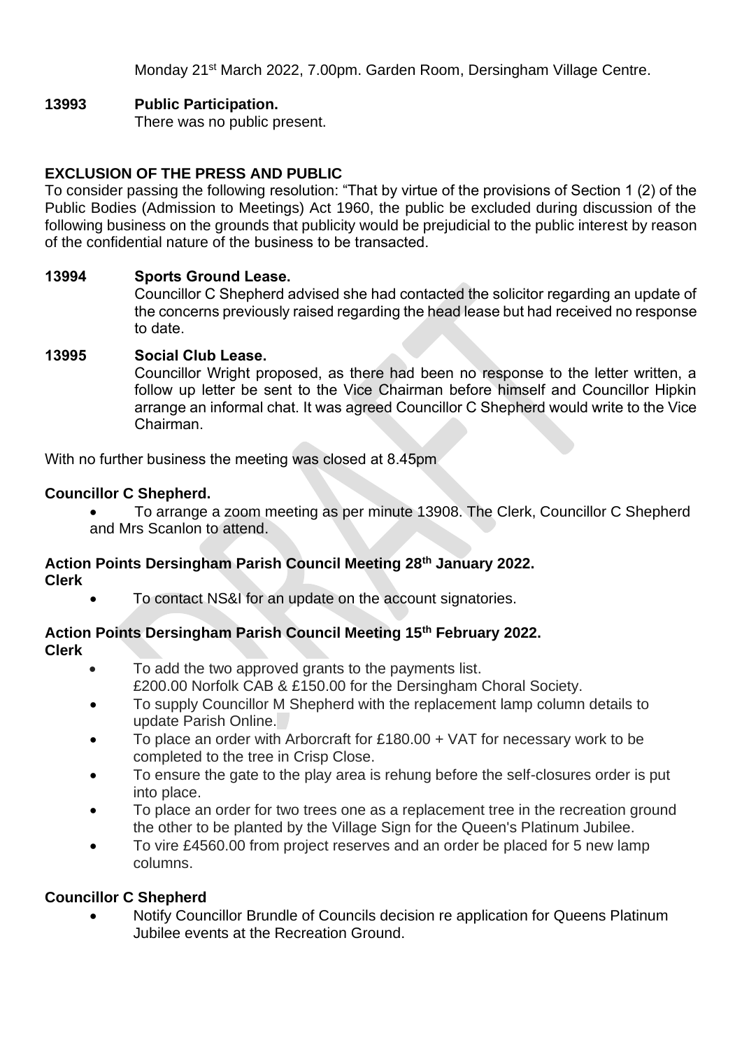Monday 21st March 2022, 7.00pm. Garden Room, Dersingham Village Centre.

**13993 Public Participation.**

There was no public present.

**EXCLUSION OF THE PRESS AND PUBLIC**

To consider passing the following resolution: "That by virtue of the provisions of Section 1 (2) of the Public Bodies (Admission to Meetings) Act 1960, the public be excluded during discussion of the following business on the grounds that publicity would be prejudicial to the public interest by reason of the confidential nature of the business to be transacted.

**13994 Sports Ground Lease.**

Councillor C Shepherd advised she had contacted the solicitor regarding an update of the concerns previously raised regarding the head lease but had received no response to date.

**13995 Social Club Lease.**

Councillor Wright proposed, as there had been no response to the letter written, a follow up letter be sent to the Vice Chairman before himself and Councillor Hipkin arrange an informal chat. It was agreed Councillor C Shepherd would write to the Vice Chairman.

With no further business the meeting was closed at 8.45pm

**Councillor C Shepherd.**

- To arrange a zoom meeting as per minute 13908. The Clerk, Councillor C Shepherd and Mrs Scanlon to attend.

**Action Points Dersingham Parish Council Meeting 28th January 2022.**
**Clerk**

- To contact NS&I for an update on the account signatories.

**Action Points Dersingham Parish Council Meeting 15th February 2022.**
**Clerk**

- To add the two approved grants to the payments list.
  £200.00 Norfolk CAB & £150.00 for the Dersingham Choral Society.
- To supply Councillor M Shepherd with the replacement lamp column details to update Parish Online.
- To place an order with Arborcraft for £180.00 + VAT for necessary work to be completed to the tree in Crisp Close.
- To ensure the gate to the play area is rehung before the self-closures order is put into place.
- To place an order for two trees one as a replacement tree in the recreation ground the other to be planted by the Village Sign for the Queen's Platinum Jubilee.
- To vire £4560.00 from project reserves and an order be placed for 5 new lamp columns.

**Councillor C Shepherd**

- Notify Councillor Brundle of Councils decision re application for Queens Platinum Jubilee events at the Recreation Ground.